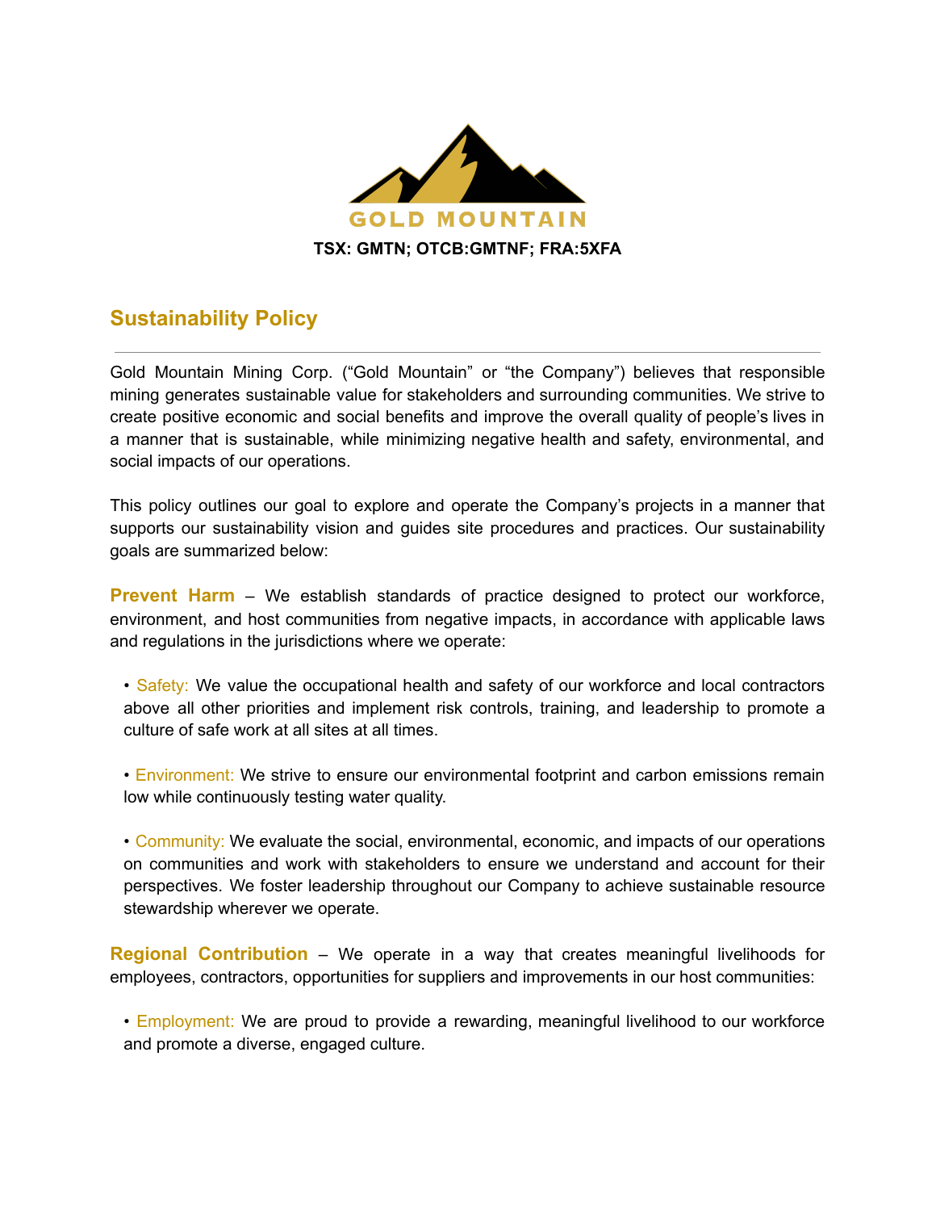GOLD MOUNTAIN

**TSX: GMTN; OTCB:GMTNF; FRA:5XFA**

## Sustainability Policy

---

Gold Mountain Mining Corp. ("Gold Mountain" or "the Company") believes that responsible mining generates sustainable value for stakeholders and surrounding communities. We strive to create positive economic and social benefits and improve the overall quality of people's lives in a manner that is sustainable, while minimizing negative health and safety, environmental, and social impacts of our operations.

This policy outlines our goal to explore and operate the Company's projects in a manner that supports our sustainability vision and guides site procedures and practices. Our sustainability goals are summarized below:

**Prevent Harm** – We establish standards of practice designed to protect our workforce, environment, and host communities from negative impacts, in accordance with applicable laws and regulations in the jurisdictions where we operate:

- Safety: We value the occupational health and safety of our workforce and local contractors above all other priorities and implement risk controls, training, and leadership to promote a culture of safe work at all sites at all times.

- Environment: We strive to ensure our environmental footprint and carbon emissions remain low while continuously testing water quality.

- Community: We evaluate the social, environmental, economic, and impacts of our operations on communities and work with stakeholders to ensure we understand and account for their perspectives. We foster leadership throughout our Company to achieve sustainable resource stewardship wherever we operate.

**Regional Contribution** – We operate in a way that creates meaningful livelihoods for employees, contractors, opportunities for suppliers and improvements in our host communities:

- Employment: We are proud to provide a rewarding, meaningful livelihood to our workforce and promote a diverse, engaged culture.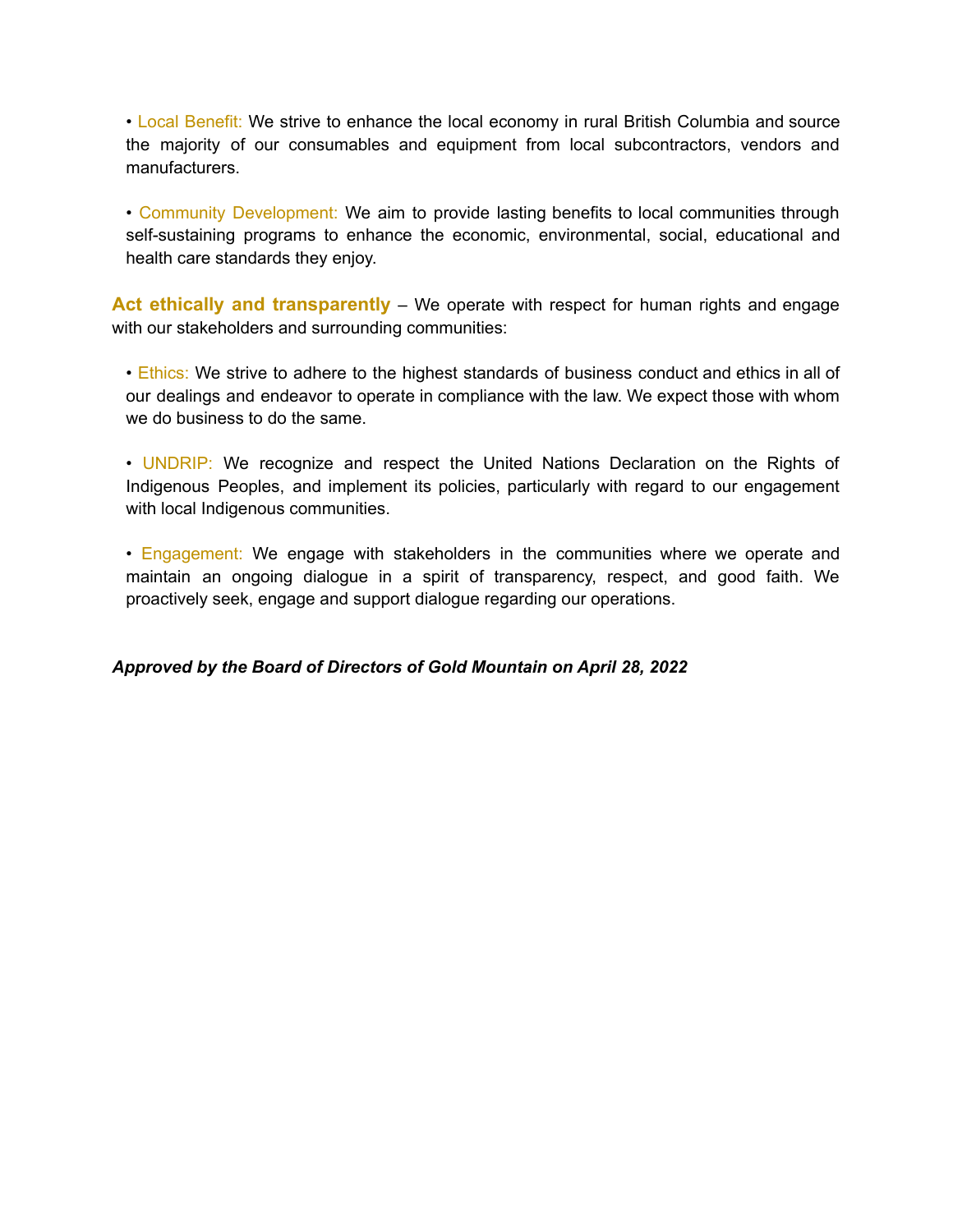- Local Benefit: We strive to enhance the local economy in rural British Columbia and source the majority of our consumables and equipment from local subcontractors, vendors and manufacturers.

- Community Development: We aim to provide lasting benefits to local communities through self-sustaining programs to enhance the economic, environmental, social, educational and health care standards they enjoy.

**Act ethically and transparently** – We operate with respect for human rights and engage with our stakeholders and surrounding communities:

- Ethics: We strive to adhere to the highest standards of business conduct and ethics in all of our dealings and endeavor to operate in compliance with the law. We expect those with whom we do business to do the same.

- UNDRIP: We recognize and respect the United Nations Declaration on the Rights of Indigenous Peoples, and implement its policies, particularly with regard to our engagement with local Indigenous communities.

- Engagement: We engage with stakeholders in the communities where we operate and maintain an ongoing dialogue in a spirit of transparency, respect, and good faith. We proactively seek, engage and support dialogue regarding our operations.

***Approved by the Board of Directors of Gold Mountain on April 28, 2022***